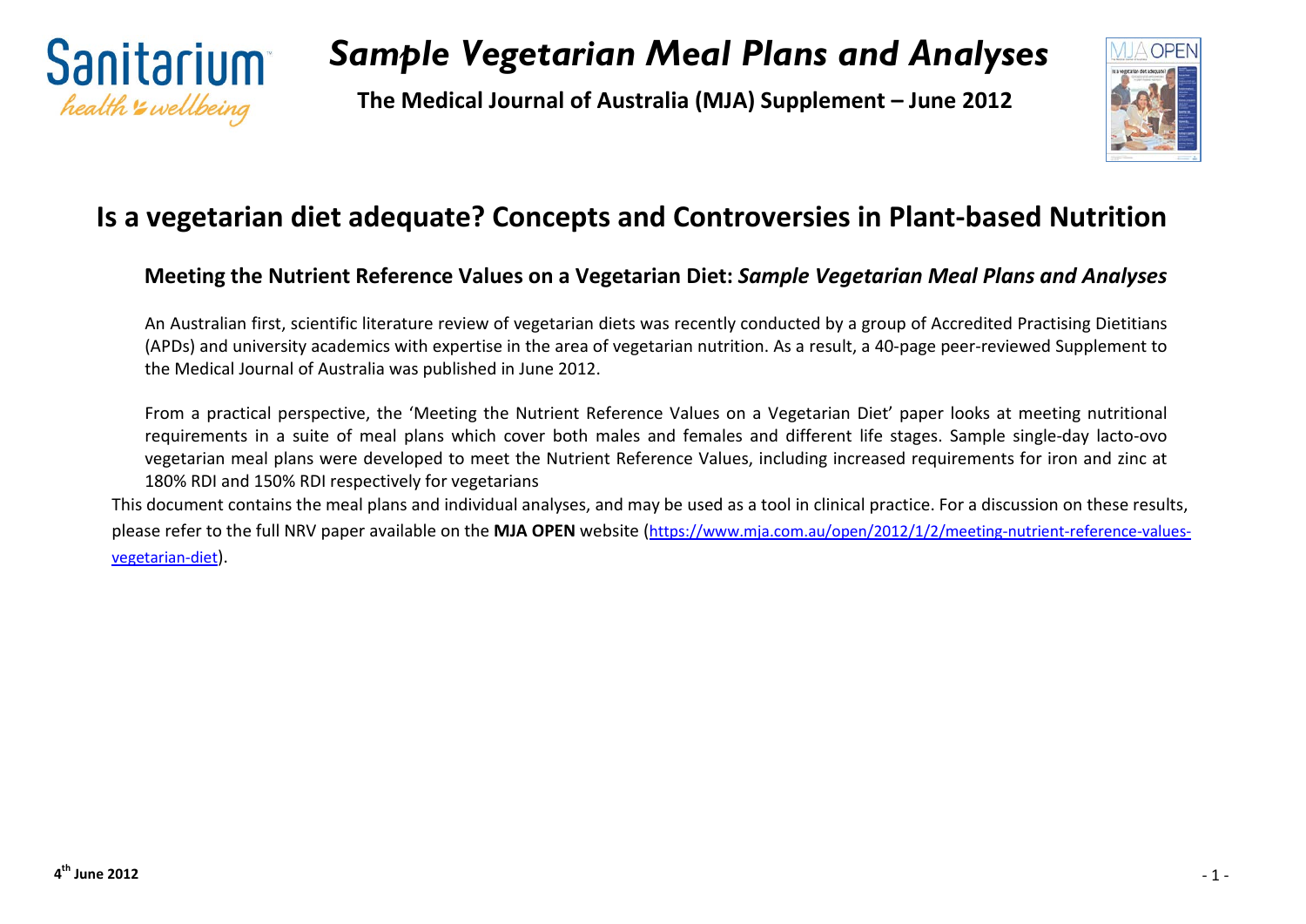# *Sample Vegetarian Meal Plans and Analyses*

**The Medical Journal of Australia (MJA) Supplement – June 2012**

## Is a vegetarian diet adequate? Concepts and Controversies in Plant-based Nutrition

### Meeting the Nutrient Reference Values on a Vegetarian Diet: *Sample Vegetarian Meal Plans and Analyses*

An Australian first, scientific literature review of vegetarian diets was recently conducted by a group of Accredited Practising Dietitians (APDs) and university academics with expertise in the area of vegetarian nutrition. As a result, a 40-page peer-reviewed Supplement to the Medical Journal of Australia was published in June 2012.

From a practical perspective, the 'Meeting the Nutrient Reference Values on a Vegetarian Diet' paper looks at meeting nutritional requirements in a suite of meal plans which cover both males and females and different life stages. Sample single-day lacto-ovo vegetarian meal plans were developed to meet the Nutrient Reference Values, including increased requirements for iron and zinc at 180% RDI and 150% RDI respectively for vegetarians

This document contains the meal plans and individual analyses, and may be used as a tool in clinical practice. For a discussion on these results, please refer to the full NRV paper available on the **MJA OPEN** website (https://www.mja.com.au/open/2012/1/2/meeting-nutrient-reference-values-vegetarian-diet).

**4th June 2012**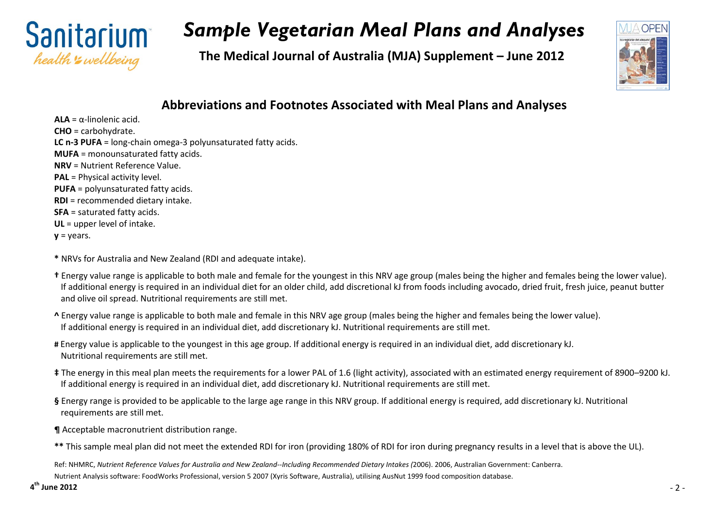# Sample Vegetarian Meal Plans and Analyses

**The Medical Journal of Australia (MJA) Supplement – June 2012**

## Abbreviations and Footnotes Associated with Meal Plans and Analyses

**ALA** = α-linolenic acid.
**CHO** = carbohydrate.
**LC n-3 PUFA** = long-chain omega-3 polyunsaturated fatty acids.
**MUFA** = monounsaturated fatty acids.
**NRV** = Nutrient Reference Value.
**PAL** = Physical activity level.
**PUFA** = polyunsaturated fatty acids.
**RDI** = recommended dietary intake.
**SFA** = saturated fatty acids.
**UL** = upper level of intake.
**y** = years.

**\*** NRVs for Australia and New Zealand (RDI and adequate intake).

**†** Energy value range is applicable to both male and female for the youngest in this NRV age group (males being the higher and females being the lower value). If additional energy is required in an individual diet for an older child, add discretional kJ from foods including avocado, dried fruit, fresh juice, peanut butter and olive oil spread. Nutritional requirements are still met.

**^** Energy value range is applicable to both male and female in this NRV age group (males being the higher and females being the lower value). If additional energy is required in an individual diet, add discretionary kJ. Nutritional requirements are still met.

**#** Energy value is applicable to the youngest in this age group. If additional energy is required in an individual diet, add discretionary kJ. Nutritional requirements are still met.

**‡** The energy in this meal plan meets the requirements for a lower PAL of 1.6 (light activity), associated with an estimated energy requirement of 8900–9200 kJ. If additional energy is required in an individual diet, add discretionary kJ. Nutritional requirements are still met.

**§** Energy range is provided to be applicable to the large age range in this NRV group. If additional energy is required, add discretionary kJ. Nutritional requirements are still met.

**¶** Acceptable macronutrient distribution range.

**\*\*** This sample meal plan did not meet the extended RDI for iron (providing 180% of RDI for iron during pregnancy results in a level that is above the UL).

Ref: NHMRC, *Nutrient Reference Values for Australia and New Zealand--Including Recommended Dietary Intakes (*2006). 2006, Australian Government: Canberra.

Nutrient Analysis software: FoodWorks Professional, version 5 2007 (Xyris Software, Australia), utilising AusNut 1999 food composition database.

4th June 2012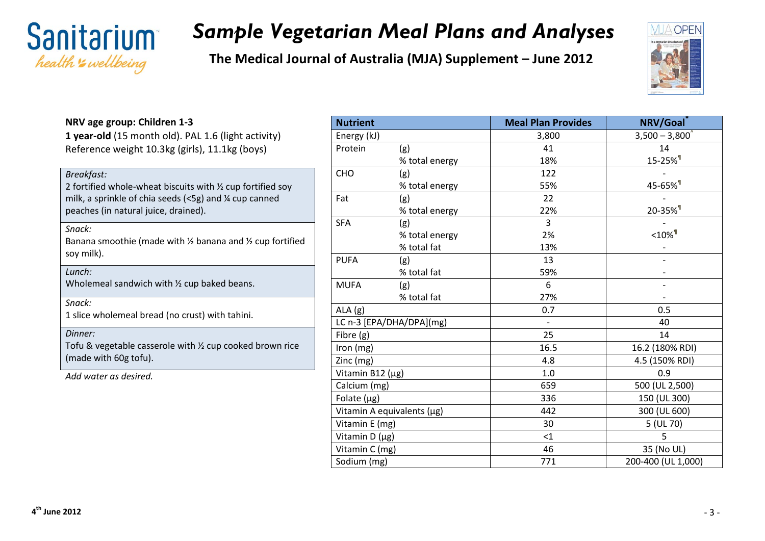# Sample Vegetarian Meal Plans and Analyses

**The Medical Journal of Australia (MJA) Supplement – June 2012**

**NRV age group: Children 1-3**

**1 year-old** (15 month old). PAL 1.6 (light activity)
Reference weight 10.3kg (girls), 11.1kg (boys)

*Breakfast:*
2 fortified whole-wheat biscuits with ½ cup fortified soy milk, a sprinkle of chia seeds (<5g) and ¼ cup canned peaches (in natural juice, drained).

*Snack:*
Banana smoothie (made with ½ banana and ½ cup fortified soy milk).

*Lunch:*
Wholemeal sandwich with ½ cup baked beans.

*Snack:*
1 slice wholemeal bread (no crust) with tahini.

*Dinner:*
Tofu & vegetable casserole with ½ cup cooked brown rice (made with 60g tofu).

*Add water as desired.*

| Nutrient | | Meal Plan Provides | NRV/Goal* |
|---|---|---|---|
| Energy (kJ) | | 3,800 | 3,500 – 3,800^ |
| Protein | (g) | 41 | 14 |
| | % total energy | 18% | 15-25%¶ |
| CHO | (g) | 122 | - |
| | % total energy | 55% | 45-65%¶ |
| Fat | (g) | 22 | - |
| | % total energy | 22% | 20-35%¶ |
| SFA | (g) | 3 | - |
| | % total energy | 2% | <10%¶ |
| | % total fat | 13% | - |
| PUFA | (g) | 13 | - |
| | % total fat | 59% | - |
| MUFA | (g) | 6 | - |
| | % total fat | 27% | - |
| ALA (g) | | 0.7 | 0.5 |
| LC n-3 [EPA/DHA/DPA](mg) | | - | 40 |
| Fibre (g) | | 25 | 14 |
| Iron (mg) | | 16.5 | 16.2 (180% RDI) |
| Zinc (mg) | | 4.8 | 4.5 (150% RDI) |
| Vitamin B12 (µg) | | 1.0 | 0.9 |
| Calcium (mg) | | 659 | 500 (UL 2,500) |
| Folate (µg) | | 336 | 150 (UL 300) |
| Vitamin A equivalents (µg) | | 442 | 300 (UL 600) |
| Vitamin E (mg) | | 30 | 5 (UL 70) |
| Vitamin D (µg) | | <1 | 5 |
| Vitamin C (mg) | | 46 | 35 (No UL) |
| Sodium (mg) | | 771 | 200-400 (UL 1,000) |

4th June 2012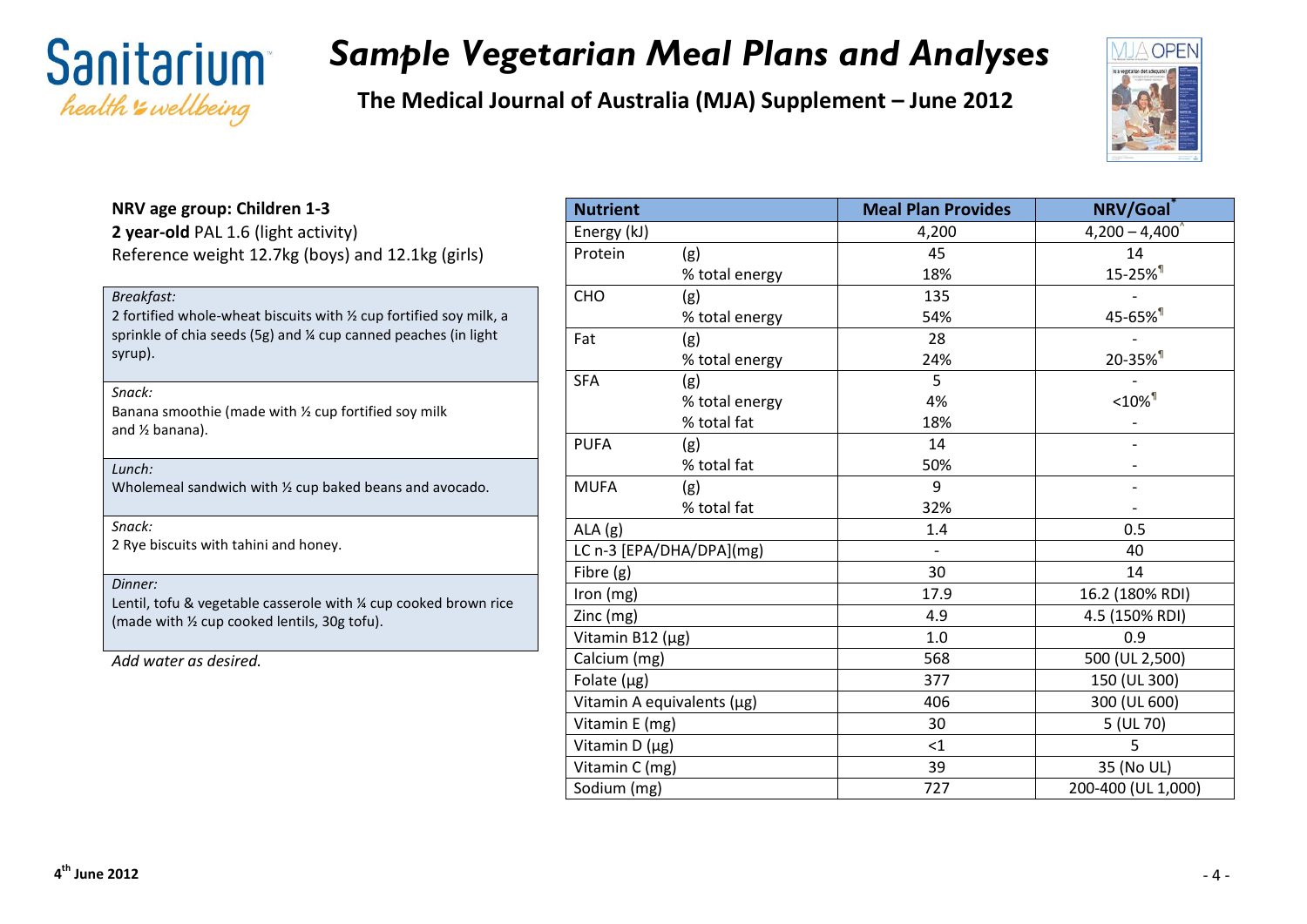# Sample Vegetarian Meal Plans and Analyses

**The Medical Journal of Australia (MJA) Supplement – June 2012**

**NRV age group: Children 1-3**

**2 year-old** PAL 1.6 (light activity)

Reference weight 12.7kg (boys) and 12.1kg (girls)

*Breakfast:*

2 fortified whole-wheat biscuits with ½ cup fortified soy milk, a sprinkle of chia seeds (5g) and ¼ cup canned peaches (in light syrup).

*Snack:*

Banana smoothie (made with ½ cup fortified soy milk and ½ banana).

*Lunch:*

Wholemeal sandwich with ½ cup baked beans and avocado.

*Snack:*

2 Rye biscuits with tahini and honey.

*Dinner:*

Lentil, tofu & vegetable casserole with ¼ cup cooked brown rice (made with ½ cup cooked lentils, 30g tofu).

*Add water as desired.*

| Nutrient | | Meal Plan Provides | NRV/Goal* |
|---|---|---|---|
| Energy (kJ) | | 4,200 | 4,200 – 4,400^ |
| Protein | (g) | 45 | 14 |
| | % total energy | 18% | 15-25%¶ |
| CHO | (g) | 135 | - |
| | % total energy | 54% | 45-65%¶ |
| Fat | (g) | 28 | - |
| | % total energy | 24% | 20-35%¶ |
| SFA | (g) | 5 | - |
| | % total energy | 4% | <10%¶ |
| | % total fat | 18% | - |
| PUFA | (g) | 14 | - |
| | % total fat | 50% | - |
| MUFA | (g) | 9 | - |
| | % total fat | 32% | - |
| ALA (g) | | 1.4 | 0.5 |
| LC n-3 [EPA/DHA/DPA](mg) | | - | 40 |
| Fibre (g) | | 30 | 14 |
| Iron (mg) | | 17.9 | 16.2 (180% RDI) |
| Zinc (mg) | | 4.9 | 4.5 (150% RDI) |
| Vitamin B12 (µg) | | 1.0 | 0.9 |
| Calcium (mg) | | 568 | 500 (UL 2,500) |
| Folate (µg) | | 377 | 150 (UL 300) |
| Vitamin A equivalents (µg) | | 406 | 300 (UL 600) |
| Vitamin E (mg) | | 30 | 5 (UL 70) |
| Vitamin D (µg) | | <1 | 5 |
| Vitamin C (mg) | | 39 | 35 (No UL) |
| Sodium (mg) | | 727 | 200-400 (UL 1,000) |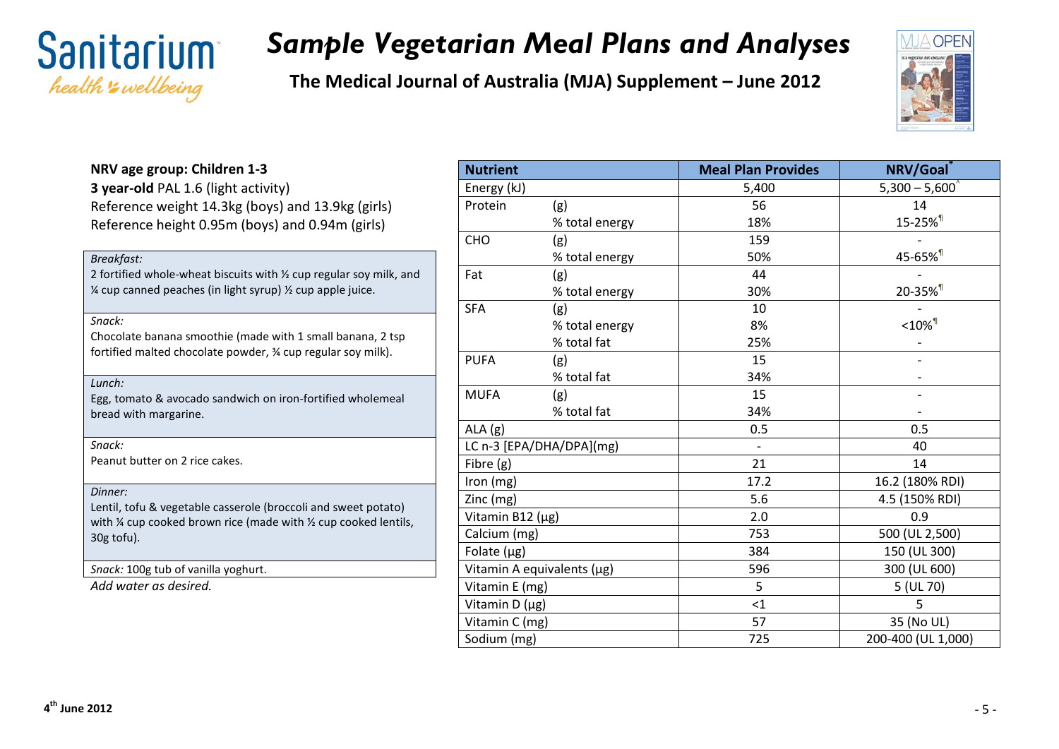# Sample Vegetarian Meal Plans and Analyses

**The Medical Journal of Australia (MJA) Supplement – June 2012**

**NRV age group: Children 1-3**

**3 year-old** PAL 1.6 (light activity)

Reference weight 14.3kg (boys) and 13.9kg (girls)

Reference height 0.95m (boys) and 0.94m (girls)

*Breakfast:*
2 fortified whole-wheat biscuits with ½ cup regular soy milk, and ¼ cup canned peaches (in light syrup) ½ cup apple juice.

*Snack:*
Chocolate banana smoothie (made with 1 small banana, 2 tsp fortified malted chocolate powder, ¾ cup regular soy milk).

*Lunch:*
Egg, tomato & avocado sandwich on iron-fortified wholemeal bread with margarine.

*Snack:*
Peanut butter on 2 rice cakes.

*Dinner:*
Lentil, tofu & vegetable casserole (broccoli and sweet potato) with ¼ cup cooked brown rice (made with ½ cup cooked lentils, 30g tofu).

*Snack:* 100g tub of vanilla yoghurt.

*Add water as desired.*

| Nutrient | | Meal Plan Provides | NRV/Goal* |
|---|---|---|---|
| Energy (kJ) | | 5,400 | 5,300 – 5,600^ |
| Protein | (g) | 56 | 14 |
| | % total energy | 18% | 15-25%¶ |
| CHO | (g) | 159 | - |
| | % total energy | 50% | 45-65%¶ |
| Fat | (g) | 44 | - |
| | % total energy | 30% | 20-35%¶ |
| SFA | (g) | 10 | - |
| | % total energy | 8% | <10%¶ |
| | % total fat | 25% | - |
| PUFA | (g) | 15 | - |
| | % total fat | 34% | - |
| MUFA | (g) | 15 | - |
| | % total fat | 34% | - |
| ALA (g) | | 0.5 | 0.5 |
| LC n-3 [EPA/DHA/DPA](mg) | | - | 40 |
| Fibre (g) | | 21 | 14 |
| Iron (mg) | | 17.2 | 16.2 (180% RDI) |
| Zinc (mg) | | 5.6 | 4.5 (150% RDI) |
| Vitamin B12 (µg) | | 2.0 | 0.9 |
| Calcium (mg) | | 753 | 500 (UL 2,500) |
| Folate (µg) | | 384 | 150 (UL 300) |
| Vitamin A equivalents (µg) | | 596 | 300 (UL 600) |
| Vitamin E (mg) | | 5 | 5 (UL 70) |
| Vitamin D (µg) | | <1 | 5 |
| Vitamin C (mg) | | 57 | 35 (No UL) |
| Sodium (mg) | | 725 | 200-400 (UL 1,000) |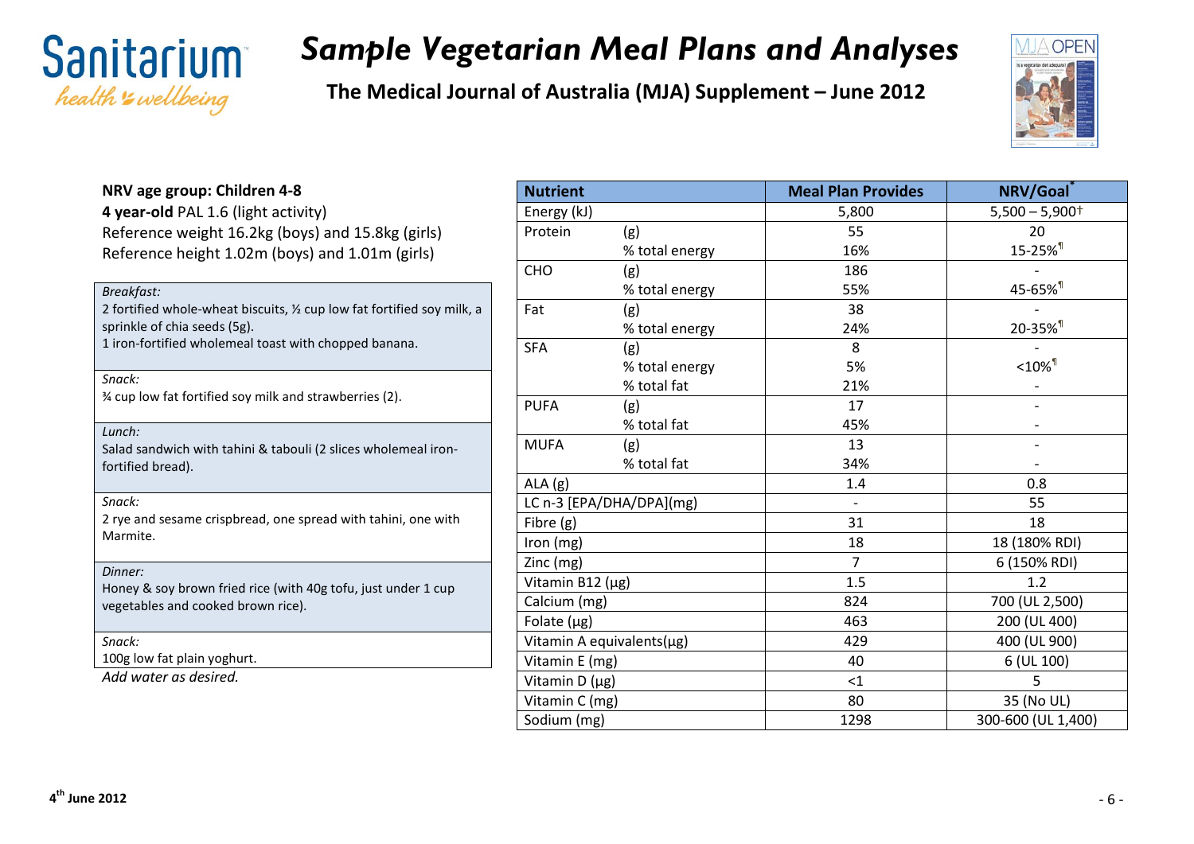# Sample Vegetarian Meal Plans and Analyses

**The Medical Journal of Australia (MJA) Supplement – June 2012**

**NRV age group: Children 4-8**

**4 year-old** PAL 1.6 (light activity)
Reference weight 16.2kg (boys) and 15.8kg (girls)
Reference height 1.02m (boys) and 1.01m (girls)

*Breakfast:*
2 fortified whole-wheat biscuits, ½ cup low fat fortified soy milk, a sprinkle of chia seeds (5g).
1 iron-fortified wholemeal toast with chopped banana.

*Snack:*
¾ cup low fat fortified soy milk and strawberries (2).

*Lunch:*
Salad sandwich with tahini & tabouli (2 slices wholemeal iron-fortified bread).

*Snack:*
2 rye and sesame crispbread, one spread with tahini, one with Marmite.

*Dinner:*
Honey & soy brown fried rice (with 40g tofu, just under 1 cup vegetables and cooked brown rice).

*Snack:*
100g low fat plain yoghurt.

*Add water as desired.*

| Nutrient | | Meal Plan Provides | NRV/Goal* |
|---|---|---|---|
| Energy (kJ) | | 5,800 | 5,500 – 5,900† |
| Protein | (g) | 55 | 20 |
| | % total energy | 16% | 15-25%¶ |
| CHO | (g) | 186 | - |
| | % total energy | 55% | 45-65%¶ |
| Fat | (g) | 38 | - |
| | % total energy | 24% | 20-35%¶ |
| SFA | (g) | 8 | - |
| | % total energy | 5% | <10%¶ |
| | % total fat | 21% | - |
| PUFA | (g) | 17 | - |
| | % total fat | 45% | - |
| MUFA | (g) | 13 | - |
| | % total fat | 34% | - |
| ALA (g) | | 1.4 | 0.8 |
| LC n-3 [EPA/DHA/DPA](mg) | | - | 55 |
| Fibre (g) | | 31 | 18 |
| Iron (mg) | | 18 | 18 (180% RDI) |
| Zinc (mg) | | 7 | 6 (150% RDI) |
| Vitamin B12 (µg) | | 1.5 | 1.2 |
| Calcium (mg) | | 824 | 700 (UL 2,500) |
| Folate (µg) | | 463 | 200 (UL 400) |
| Vitamin A equivalents(µg) | | 429 | 400 (UL 900) |
| Vitamin E (mg) | | 40 | 6 (UL 100) |
| Vitamin D (µg) | | <1 | 5 |
| Vitamin C (mg) | | 80 | 35 (No UL) |
| Sodium (mg) | | 1298 | 300-600 (UL 1,400) |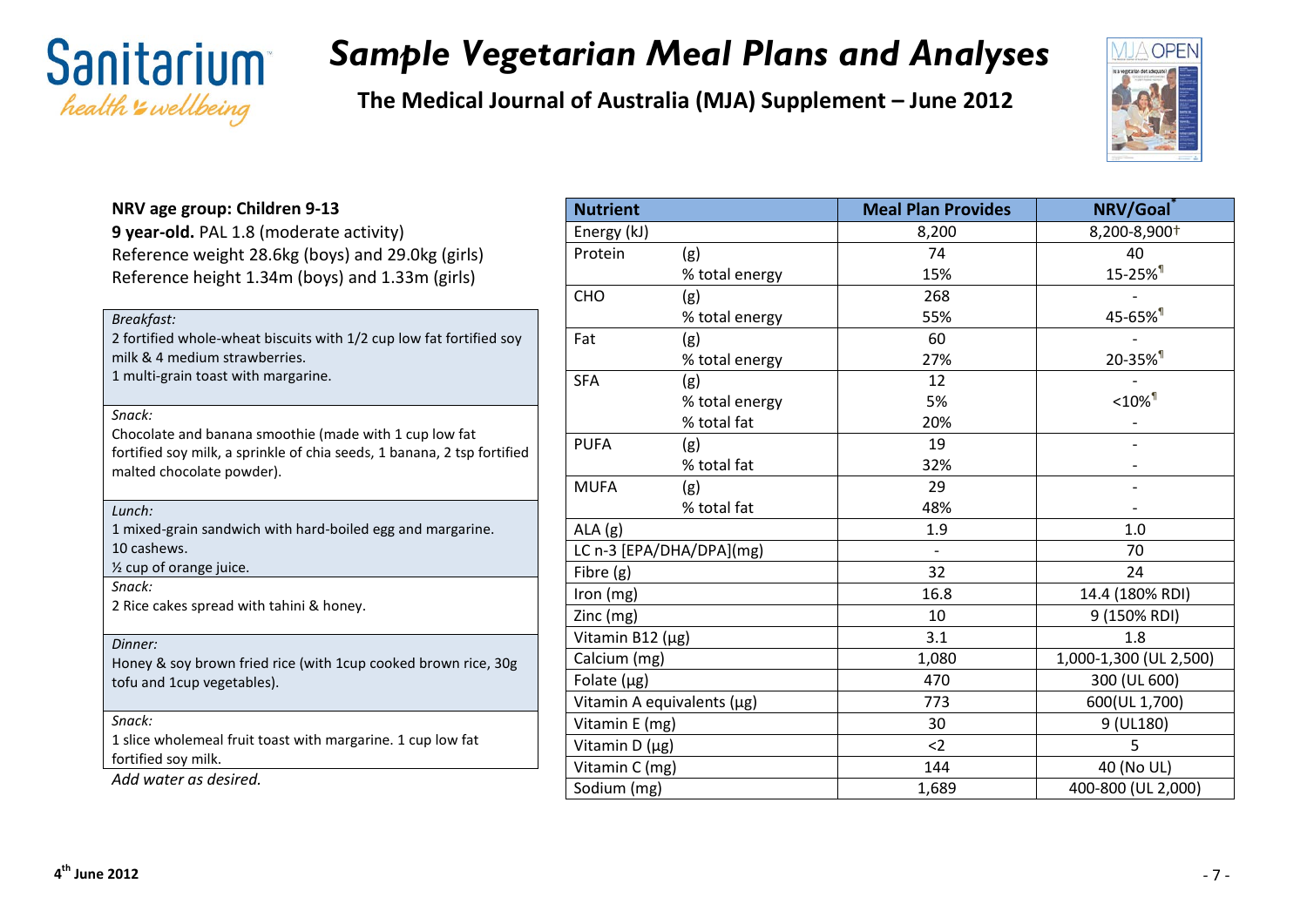# *Sample Vegetarian Meal Plans and Analyses*

**The Medical Journal of Australia (MJA) Supplement – June 2012**

**NRV age group: Children 9-13**

**9 year-old.** PAL 1.8 (moderate activity)
Reference weight 28.6kg (boys) and 29.0kg (girls)
Reference height 1.34m (boys) and 1.33m (girls)

*Breakfast:*
2 fortified whole-wheat biscuits with 1/2 cup low fat fortified soy milk & 4 medium strawberries.
1 multi-grain toast with margarine.

*Snack:*
Chocolate and banana smoothie (made with 1 cup low fat fortified soy milk, a sprinkle of chia seeds, 1 banana, 2 tsp fortified malted chocolate powder).

*Lunch:*
1 mixed-grain sandwich with hard-boiled egg and margarine.
10 cashews.
½ cup of orange juice.

*Snack:*
2 Rice cakes spread with tahini & honey.

*Dinner:*
Honey & soy brown fried rice (with 1cup cooked brown rice, 30g tofu and 1cup vegetables).

*Snack:*
1 slice wholemeal fruit toast with margarine. 1 cup low fat fortified soy milk.

*Add water as desired.*

| Nutrient | | Meal Plan Provides | NRV/Goal* |
|---|---|---|---|
| Energy (kJ) | | 8,200 | 8,200-8,900† |
| Protein | (g) | 74 | 40 |
| | % total energy | 15% | 15-25%¶ |
| CHO | (g) | 268 | - |
| | % total energy | 55% | 45-65%¶ |
| Fat | (g) | 60 | - |
| | % total energy | 27% | 20-35%¶ |
| SFA | (g) | 12 | - |
| | % total energy | 5% | <10%¶ |
| | % total fat | 20% | - |
| PUFA | (g) | 19 | - |
| | % total fat | 32% | - |
| MUFA | (g) | 29 | - |
| | % total fat | 48% | - |
| ALA (g) | | 1.9 | 1.0 |
| LC n-3 [EPA/DHA/DPA](mg) | | - | 70 |
| Fibre (g) | | 32 | 24 |
| Iron (mg) | | 16.8 | 14.4 (180% RDI) |
| Zinc (mg) | | 10 | 9 (150% RDI) |
| Vitamin B12 (µg) | | 3.1 | 1.8 |
| Calcium (mg) | | 1,080 | 1,000-1,300 (UL 2,500) |
| Folate (µg) | | 470 | 300 (UL 600) |
| Vitamin A equivalents (µg) | | 773 | 600(UL 1,700) |
| Vitamin E (mg) | | 30 | 9 (UL180) |
| Vitamin D (µg) | | <2 | 5 |
| Vitamin C (mg) | | 144 | 40 (No UL) |
| Sodium (mg) | | 1,689 | 400-800 (UL 2,000) |

4th June 2012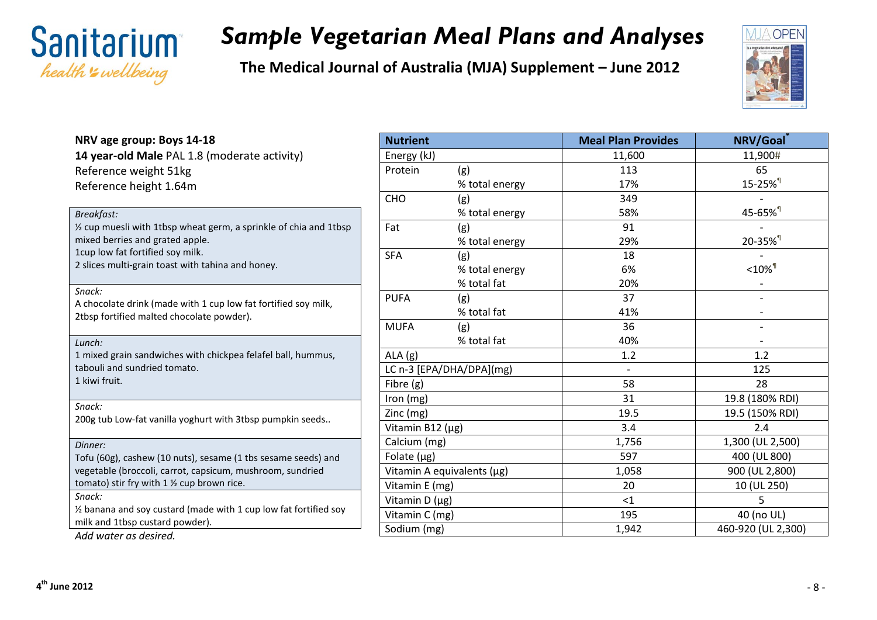# *Sample Vegetarian Meal Plans and Analyses*

**The Medical Journal of Australia (MJA) Supplement – June 2012**

**NRV age group: Boys 14-18**
**14 year-old Male** PAL 1.8 (moderate activity)
Reference weight 51kg
Reference height 1.64m

*Breakfast:*
½ cup muesli with 1tbsp wheat germ, a sprinkle of chia and 1tbsp mixed berries and grated apple.
1cup low fat fortified soy milk.
2 slices multi-grain toast with tahina and honey.

*Snack:*
A chocolate drink (made with 1 cup low fat fortified soy milk, 2tbsp fortified malted chocolate powder).

*Lunch:*
1 mixed grain sandwiches with chickpea felafel ball, hummus, tabouli and sundried tomato.
1 kiwi fruit.

*Snack:*
200g tub Low-fat vanilla yoghurt with 3tbsp pumpkin seeds..

*Dinner:*
Tofu (60g), cashew (10 nuts), sesame (1 tbs sesame seeds) and vegetable (broccoli, carrot, capsicum, mushroom, sundried tomato) stir fry with 1 ½ cup brown rice.

*Snack:*
½ banana and soy custard (made with 1 cup low fat fortified soy milk and 1tbsp custard powder).

*Add water as desired.*

| Nutrient | | Meal Plan Provides | NRV/Goal* |
|---|---|---|---|
| Energy (kJ) | | 11,600 | 11,900# |
| Protein | (g) | 113 | 65 |
| | % total energy | 17% | 15-25%¶ |
| CHO | (g) | 349 | - |
| | % total energy | 58% | 45-65%¶ |
| Fat | (g) | 91 | - |
| | % total energy | 29% | 20-35%¶ |
| SFA | (g) | 18 | - |
| | % total energy | 6% | <10%¶ |
| | % total fat | 20% | - |
| PUFA | (g) | 37 | - |
| | % total fat | 41% | - |
| MUFA | (g) | 36 | - |
| | % total fat | 40% | - |
| ALA (g) | | 1.2 | 1.2 |
| LC n-3 [EPA/DHA/DPA](mg) | | - | 125 |
| Fibre (g) | | 58 | 28 |
| Iron (mg) | | 31 | 19.8 (180% RDI) |
| Zinc (mg) | | 19.5 | 19.5 (150% RDI) |
| Vitamin B12 (μg) | | 3.4 | 2.4 |
| Calcium (mg) | | 1,756 | 1,300 (UL 2,500) |
| Folate (μg) | | 597 | 400 (UL 800) |
| Vitamin A equivalents (μg) | | 1,058 | 900 (UL 2,800) |
| Vitamin E (mg) | | 20 | 10 (UL 250) |
| Vitamin D (μg) | | <1 | 5 |
| Vitamin C (mg) | | 195 | 40 (no UL) |
| Sodium (mg) | | 1,942 | 460-920 (UL 2,300) |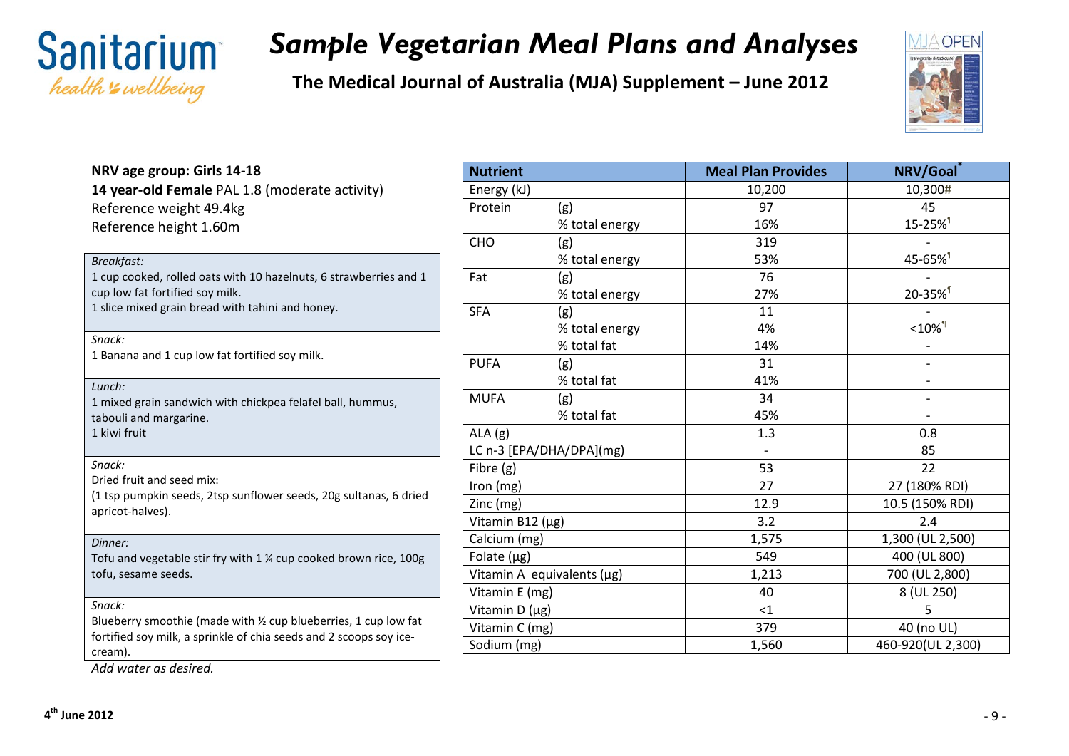# Sample Vegetarian Meal Plans and Analyses

**The Medical Journal of Australia (MJA) Supplement – June 2012**

**NRV age group: Girls 14-18**
**14 year-old Female** PAL 1.8 (moderate activity)
Reference weight 49.4kg
Reference height 1.60m

*Breakfast:*
1 cup cooked, rolled oats with 10 hazelnuts, 6 strawberries and 1 cup low fat fortified soy milk.
1 slice mixed grain bread with tahini and honey.

*Snack:*
1 Banana and 1 cup low fat fortified soy milk.

*Lunch:*
1 mixed grain sandwich with chickpea felafel ball, hummus, tabouli and margarine.
1 kiwi fruit

*Snack:*
Dried fruit and seed mix:
(1 tsp pumpkin seeds, 2tsp sunflower seeds, 20g sultanas, 6 dried apricot-halves).

*Dinner:*
Tofu and vegetable stir fry with 1 ¼ cup cooked brown rice, 100g tofu, sesame seeds.

*Snack:*
Blueberry smoothie (made with ½ cup blueberries, 1 cup low fat fortified soy milk, a sprinkle of chia seeds and 2 scoops soy ice-cream).

*Add water as desired.*

| Nutrient | | Meal Plan Provides | NRV/Goal* |
|---|---|---|---|
| Energy (kJ) | | 10,200 | 10,300# |
| Protein | (g) | 97 | 45 |
| | % total energy | 16% | 15-25%¶ |
| CHO | (g) | 319 | - |
| | % total energy | 53% | 45-65%¶ |
| Fat | (g) | 76 | - |
| | % total energy | 27% | 20-35%¶ |
| SFA | (g) | 11 | - |
| | % total energy | 4% | <10%¶ |
| | % total fat | 14% | - |
| PUFA | (g) | 31 | - |
| | % total fat | 41% | - |
| MUFA | (g) | 34 | - |
| | % total fat | 45% | - |
| ALA (g) | | 1.3 | 0.8 |
| LC n-3 [EPA/DHA/DPA](mg) | | - | 85 |
| Fibre (g) | | 53 | 22 |
| Iron (mg) | | 27 | 27 (180% RDI) |
| Zinc (mg) | | 12.9 | 10.5 (150% RDI) |
| Vitamin B12 (µg) | | 3.2 | 2.4 |
| Calcium (mg) | | 1,575 | 1,300 (UL 2,500) |
| Folate (µg) | | 549 | 400 (UL 800) |
| Vitamin A equivalents (µg) | | 1,213 | 700 (UL 2,800) |
| Vitamin E (mg) | | 40 | 8 (UL 250) |
| Vitamin D (µg) | | <1 | 5 |
| Vitamin C (mg) | | 379 | 40 (no UL) |
| Sodium (mg) | | 1,560 | 460-920(UL 2,300) |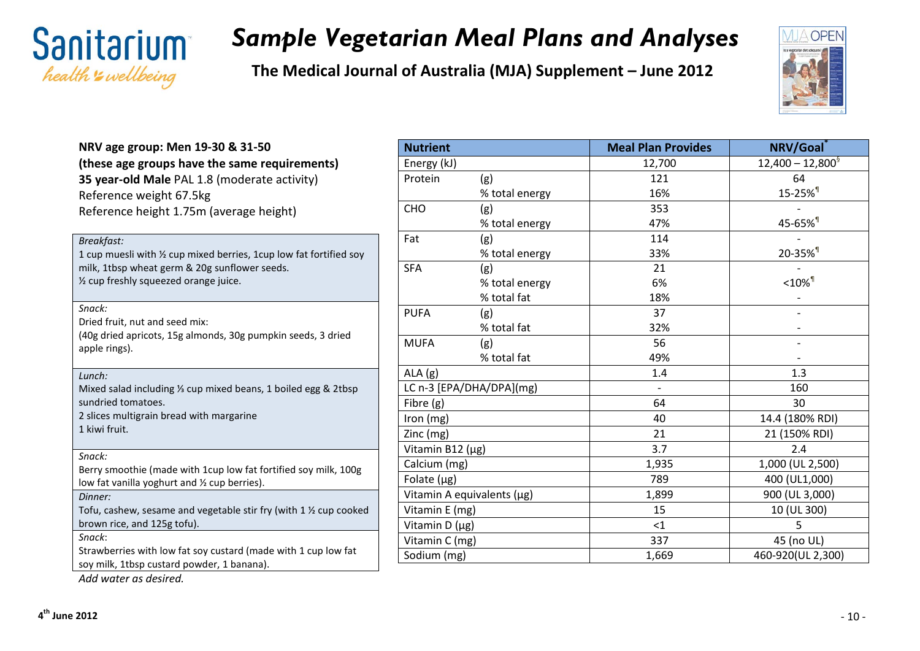# Sample Vegetarian Meal Plans and Analyses

**The Medical Journal of Australia (MJA) Supplement – June 2012**

**NRV age group: Men 19-30 & 31-50**
**(these age groups have the same requirements)**
**35 year-old Male** PAL 1.8 (moderate activity)
Reference weight 67.5kg
Reference height 1.75m (average height)

*Breakfast:*
1 cup muesli with ½ cup mixed berries, 1cup low fat fortified soy milk, 1tbsp wheat germ & 20g sunflower seeds.
½ cup freshly squeezed orange juice.

*Snack:*
Dried fruit, nut and seed mix:
(40g dried apricots, 15g almonds, 30g pumpkin seeds, 3 dried apple rings).

*Lunch:*
Mixed salad including ⅓ cup mixed beans, 1 boiled egg & 2tbsp sundried tomatoes.
2 slices multigrain bread with margarine
1 kiwi fruit.

*Snack:*
Berry smoothie (made with 1cup low fat fortified soy milk, 100g low fat vanilla yoghurt and ½ cup berries).

*Dinner:*
Tofu, cashew, sesame and vegetable stir fry (with 1 ½ cup cooked brown rice, and 125g tofu).

*Snack*:
Strawberries with low fat soy custard (made with 1 cup low fat soy milk, 1tbsp custard powder, 1 banana).

*Add water as desired.*

| Nutrient | | Meal Plan Provides | NRV/Goal* |
|---|---|---|---|
| Energy (kJ) | | 12,700 | 12,400 – 12,800§ |
| Protein | (g) | 121 | 64 |
| | % total energy | 16% | 15-25%¶ |
| CHO | (g) | 353 | - |
| | % total energy | 47% | 45-65%¶ |
| Fat | (g) | 114 | - |
| | % total energy | 33% | 20-35%¶ |
| SFA | (g) | 21 | - |
| | % total energy | 6% | <10%¶ |
| | % total fat | 18% | - |
| PUFA | (g) | 37 | - |
| | % total fat | 32% | - |
| MUFA | (g) | 56 | - |
| | % total fat | 49% | - |
| ALA (g) | | 1.4 | 1.3 |
| LC n-3 [EPA/DHA/DPA](mg) | | - | 160 |
| Fibre (g) | | 64 | 30 |
| Iron (mg) | | 40 | 14.4 (180% RDI) |
| Zinc (mg) | | 21 | 21 (150% RDI) |
| Vitamin B12 (µg) | | 3.7 | 2.4 |
| Calcium (mg) | | 1,935 | 1,000 (UL 2,500) |
| Folate (µg) | | 789 | 400 (UL1,000) |
| Vitamin A equivalents (µg) | | 1,899 | 900 (UL 3,000) |
| Vitamin E (mg) | | 15 | 10 (UL 300) |
| Vitamin D (µg) | | <1 | 5 |
| Vitamin C (mg) | | 337 | 45 (no UL) |
| Sodium (mg) | | 1,669 | 460-920(UL 2,300) |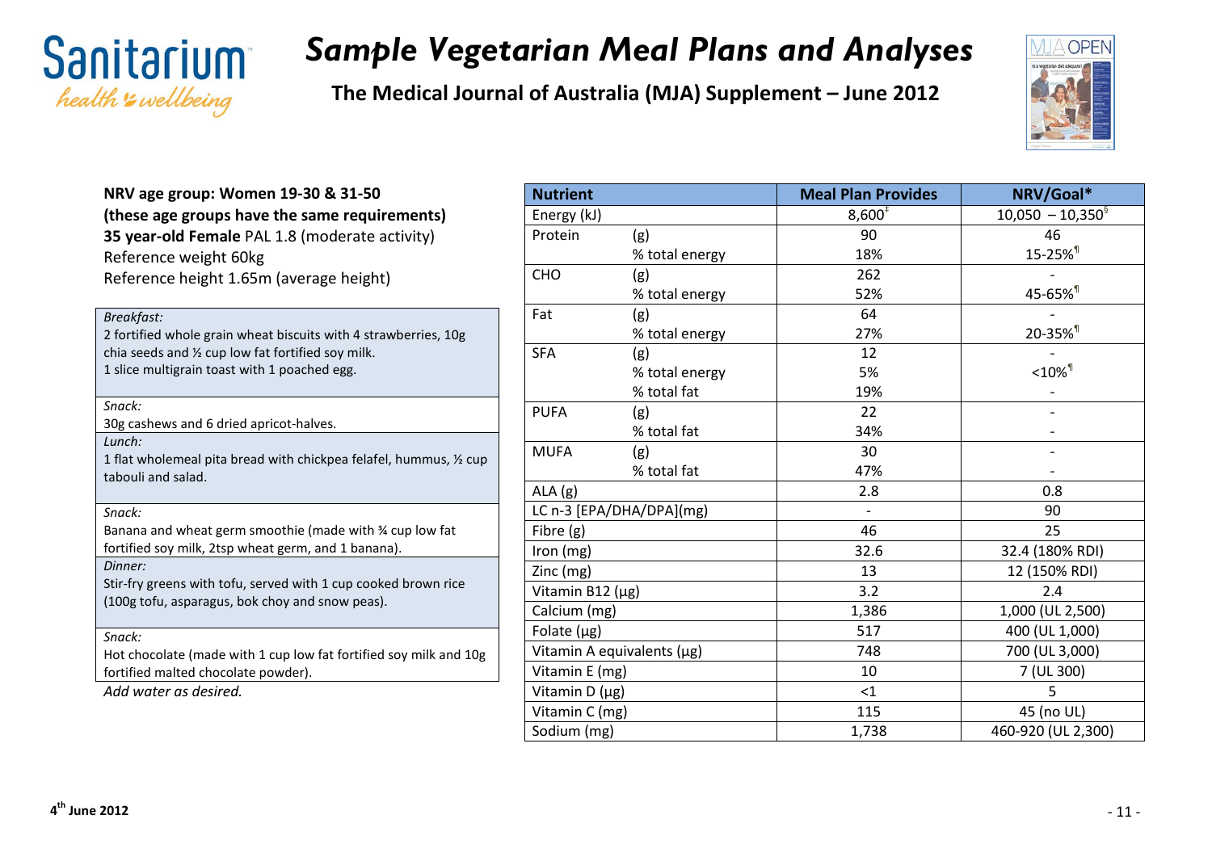# Sample Vegetarian Meal Plans and Analyses

**The Medical Journal of Australia (MJA) Supplement – June 2012**

**NRV age group: Women 19-30 & 31-50**
**(these age groups have the same requirements)**
**35 year-old Female** PAL 1.8 (moderate activity)
Reference weight 60kg
Reference height 1.65m (average height)

*Breakfast:*
2 fortified whole grain wheat biscuits with 4 strawberries, 10g chia seeds and ½ cup low fat fortified soy milk.
1 slice multigrain toast with 1 poached egg.

*Snack:*
30g cashews and 6 dried apricot-halves.

*Lunch:*
1 flat wholemeal pita bread with chickpea felafel, hummus, ½ cup tabouli and salad.

*Snack:*
Banana and wheat germ smoothie (made with ¾ cup low fat fortified soy milk, 2tsp wheat germ, and 1 banana).

*Dinner:*
Stir-fry greens with tofu, served with 1 cup cooked brown rice (100g tofu, asparagus, bok choy and snow peas).

*Snack:*
Hot chocolate (made with 1 cup low fat fortified soy milk and 10g fortified malted chocolate powder).

*Add water as desired.*

| Nutrient | | Meal Plan Provides | NRV/Goal* |
|---|---|---|---|
| Energy (kJ) | | 8,600[‡] | 10,050 – 10,350[§] |
| Protein | (g) | 90 | 46 |
| | % total energy | 18% | 15-25%[¶] |
| CHO | (g) | 262 | - |
| | % total energy | 52% | 45-65%[¶] |
| Fat | (g) | 64 | - |
| | % total energy | 27% | 20-35%[¶] |
| SFA | (g) | 12 | - |
| | % total energy | 5% | <10%[¶] |
| | % total fat | 19% | - |
| PUFA | (g) | 22 | - |
| | % total fat | 34% | - |
| MUFA | (g) | 30 | - |
| | % total fat | 47% | - |
| ALA (g) | | 2.8 | 0.8 |
| LC n-3 [EPA/DHA/DPA](mg) | | - | 90 |
| Fibre (g) | | 46 | 25 |
| Iron (mg) | | 32.6 | 32.4 (180% RDI) |
| Zinc (mg) | | 13 | 12 (150% RDI) |
| Vitamin B12 (µg) | | 3.2 | 2.4 |
| Calcium (mg) | | 1,386 | 1,000 (UL 2,500) |
| Folate (µg) | | 517 | 400 (UL 1,000) |
| Vitamin A equivalents (µg) | | 748 | 700 (UL 3,000) |
| Vitamin E (mg) | | 10 | 7 (UL 300) |
| Vitamin D (µg) | | <1 | 5 |
| Vitamin C (mg) | | 115 | 45 (no UL) |
| Sodium (mg) | | 1,738 | 460-920 (UL 2,300) |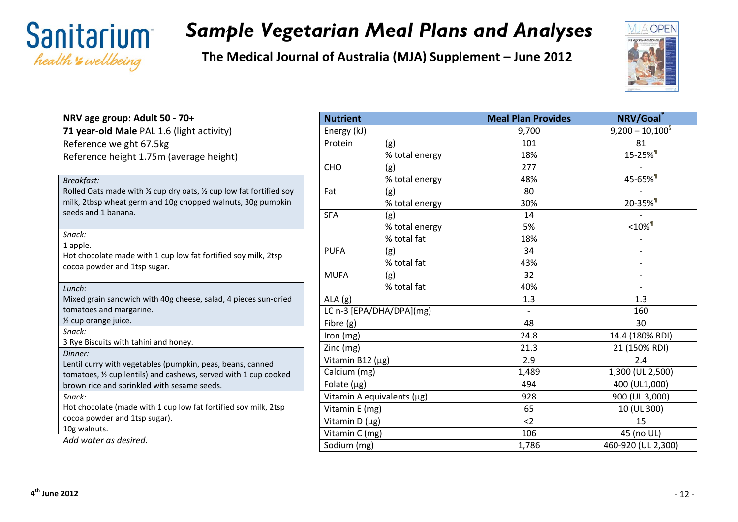# Sample Vegetarian Meal Plans and Analyses

**The Medical Journal of Australia (MJA) Supplement – June 2012**

**NRV age group: Adult 50 - 70+**
**71 year-old Male** PAL 1.6 (light activity)
Reference weight 67.5kg
Reference height 1.75m (average height)

*Breakfast:*
Rolled Oats made with ½ cup dry oats, ½ cup low fat fortified soy milk, 2tbsp wheat germ and 10g chopped walnuts, 30g pumpkin seeds and 1 banana.

*Snack:*
1 apple.
Hot chocolate made with 1 cup low fat fortified soy milk, 2tsp cocoa powder and 1tsp sugar.

*Lunch:*
Mixed grain sandwich with 40g cheese, salad, 4 pieces sun-dried tomatoes and margarine.
½ cup orange juice.

*Snack:*
3 Rye Biscuits with tahini and honey.

*Dinner:*
Lentil curry with vegetables (pumpkin, peas, beans, canned tomatoes, ½ cup lentils) and cashews, served with 1 cup cooked brown rice and sprinkled with sesame seeds.

*Snack:*
Hot chocolate (made with 1 cup low fat fortified soy milk, 2tsp cocoa powder and 1tsp sugar).
10g walnuts.

*Add water as desired.*

| Nutrient | | Meal Plan Provides | NRV/Goal* |
|---|---|---|---|
| Energy (kJ) | | 9,700 | 9,200 – 10,100§ |
| Protein | (g) | 101 | 81 |
| | % total energy | 18% | 15-25%¶ |
| CHO | (g) | 277 | - |
| | % total energy | 48% | 45-65%¶ |
| Fat | (g) | 80 | - |
| | % total energy | 30% | 20-35%¶ |
| SFA | (g) | 14 | - |
| | % total energy | 5% | <10%¶ |
| | % total fat | 18% | - |
| PUFA | (g) | 34 | - |
| | % total fat | 43% | - |
| MUFA | (g) | 32 | - |
| | % total fat | 40% | - |
| ALA (g) | | 1.3 | 1.3 |
| LC n-3 [EPA/DHA/DPA](mg) | | - | 160 |
| Fibre (g) | | 48 | 30 |
| Iron (mg) | | 24.8 | 14.4 (180% RDI) |
| Zinc (mg) | | 21.3 | 21 (150% RDI) |
| Vitamin B12 (µg) | | 2.9 | 2.4 |
| Calcium (mg) | | 1,489 | 1,300 (UL 2,500) |
| Folate (µg) | | 494 | 400 (UL1,000) |
| Vitamin A equivalents (µg) | | 928 | 900 (UL 3,000) |
| Vitamin E (mg) | | 65 | 10 (UL 300) |
| Vitamin D (µg) | | <2 | 15 |
| Vitamin C (mg) | | 106 | 45 (no UL) |
| Sodium (mg) | | 1,786 | 460-920 (UL 2,300) |

4th June 2012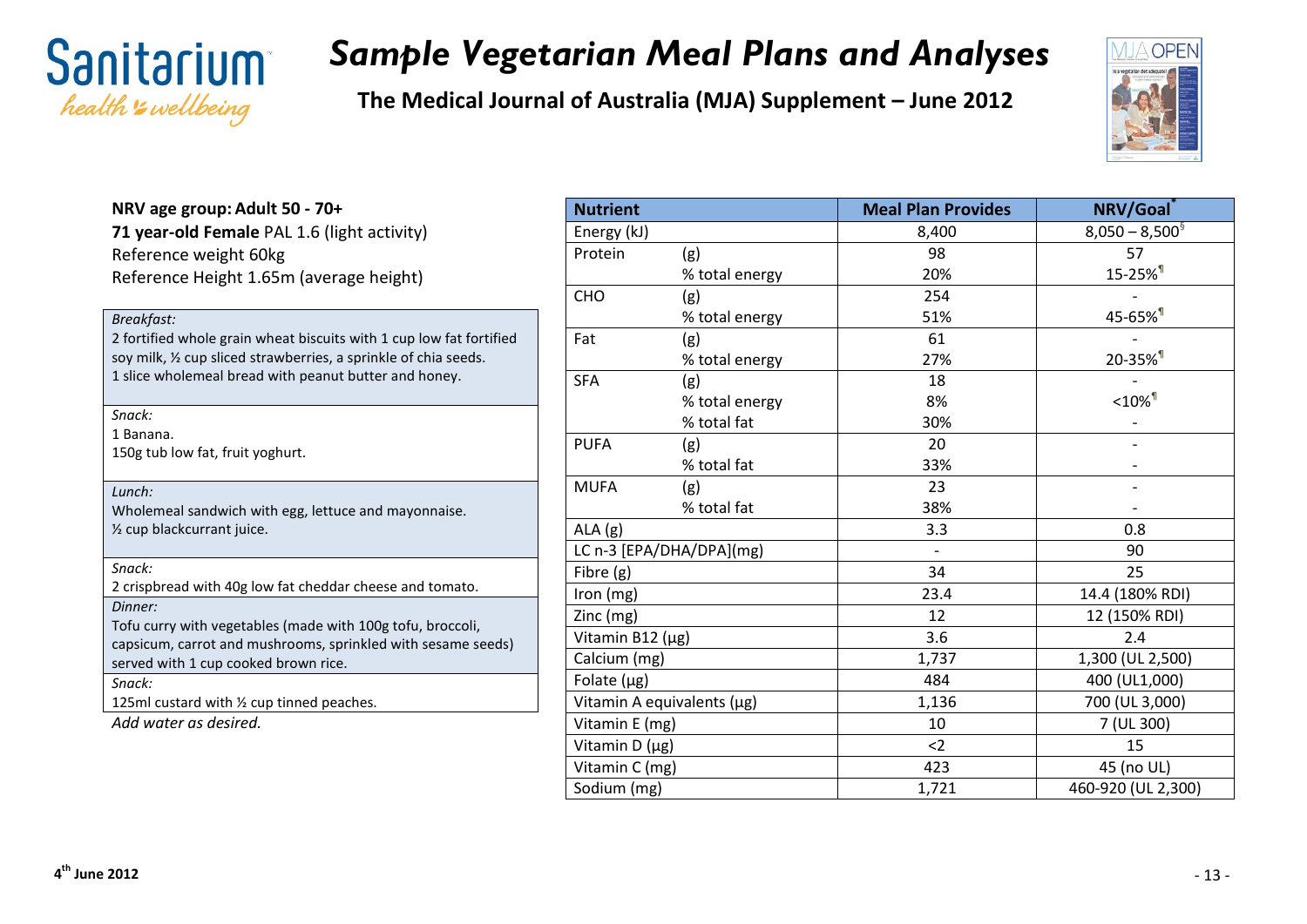# Sample Vegetarian Meal Plans and Analyses

**The Medical Journal of Australia (MJA) Supplement – June 2012**

**NRV age group: Adult 50 - 70+**
**71 year-old Female** PAL 1.6 (light activity)
Reference weight 60kg
Reference Height 1.65m (average height)

*Breakfast:*
2 fortified whole grain wheat biscuits with 1 cup low fat fortified soy milk, ½ cup sliced strawberries, a sprinkle of chia seeds.
1 slice wholemeal bread with peanut butter and honey.

*Snack:*
1 Banana.
150g tub low fat, fruit yoghurt.

*Lunch:*
Wholemeal sandwich with egg, lettuce and mayonnaise.
½ cup blackcurrant juice.

*Snack:*
2 crispbread with 40g low fat cheddar cheese and tomato.

*Dinner:*
Tofu curry with vegetables (made with 100g tofu, broccoli, capsicum, carrot and mushrooms, sprinkled with sesame seeds) served with 1 cup cooked brown rice.

*Snack:*
125ml custard with ½ cup tinned peaches.

*Add water as desired.*

| Nutrient | | Meal Plan Provides | NRV/Goal* |
|---|---|---|---|
| Energy (kJ) | | 8,400 | 8,050 – 8,500§ |
| Protein | (g) | 98 | 57 |
| | % total energy | 20% | 15-25%¶ |
| CHO | (g) | 254 | - |
| | % total energy | 51% | 45-65%¶ |
| Fat | (g) | 61 | - |
| | % total energy | 27% | 20-35%¶ |
| SFA | (g) | 18 | - |
| | % total energy | 8% | <10%¶ |
| | % total fat | 30% | - |
| PUFA | (g) | 20 | - |
| | % total fat | 33% | - |
| MUFA | (g) | 23 | - |
| | % total fat | 38% | - |
| ALA (g) | | 3.3 | 0.8 |
| LC n-3 [EPA/DHA/DPA](mg) | | - | 90 |
| Fibre (g) | | 34 | 25 |
| Iron (mg) | | 23.4 | 14.4 (180% RDI) |
| Zinc (mg) | | 12 | 12 (150% RDI) |
| Vitamin B12 (µg) | | 3.6 | 2.4 |
| Calcium (mg) | | 1,737 | 1,300 (UL 2,500) |
| Folate (µg) | | 484 | 400 (UL1,000) |
| Vitamin A equivalents (µg) | | 1,136 | 700 (UL 3,000) |
| Vitamin E (mg) | | 10 | 7 (UL 300) |
| Vitamin D (µg) | | <2 | 15 |
| Vitamin C (mg) | | 423 | 45 (no UL) |
| Sodium (mg) | | 1,721 | 460-920 (UL 2,300) |

4th June 2012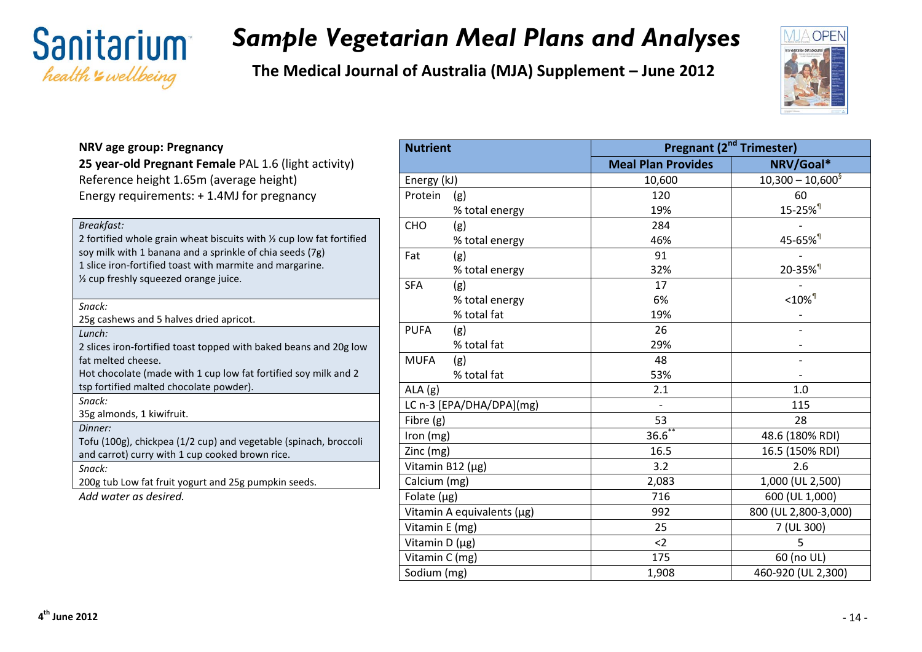# Sample Vegetarian Meal Plans and Analyses

**The Medical Journal of Australia (MJA) Supplement – June 2012**

**NRV age group: Pregnancy**
**25 year-old Pregnant Female** PAL 1.6 (light activity)
Reference height 1.65m (average height)
Energy requirements: + 1.4MJ for pregnancy

*Breakfast:*
2 fortified whole grain wheat biscuits with ½ cup low fat fortified soy milk with 1 banana and a sprinkle of chia seeds (7g)
1 slice iron-fortified toast with marmite and margarine.
½ cup freshly squeezed orange juice.

*Snack:*
25g cashews and 5 halves dried apricot.

*Lunch:*
2 slices iron-fortified toast topped with baked beans and 20g low fat melted cheese.
Hot chocolate (made with 1 cup low fat fortified soy milk and 2 tsp fortified malted chocolate powder).

*Snack:*
35g almonds, 1 kiwifruit.

*Dinner:*
Tofu (100g), chickpea (1/2 cup) and vegetable (spinach, broccoli and carrot) curry with 1 cup cooked brown rice.

*Snack:*
200g tub Low fat fruit yogurt and 25g pumpkin seeds.

*Add water as desired.*

| Nutrient | | Pregnant (2nd Trimester) | |
|---|---|---|---|
| | | Meal Plan Provides | NRV/Goal* |
| Energy (kJ) | | 10,600 | 10,300 – 10,600§ |
| Protein | (g) | 120 | 60 |
| | % total energy | 19% | 15-25%¶ |
| CHO | (g) | 284 | - |
| | % total energy | 46% | 45-65%¶ |
| Fat | (g) | 91 | - |
| | % total energy | 32% | 20-35%¶ |
| SFA | (g) | 17 | - |
| | % total energy | 6% | <10%¶ |
| | % total fat | 19% | - |
| PUFA | (g) | 26 | - |
| | % total fat | 29% | - |
| MUFA | (g) | 48 | - |
| | % total fat | 53% | - |
| ALA (g) | | 2.1 | 1.0 |
| LC n-3 [EPA/DHA/DPA](mg) | | - | 115 |
| Fibre (g) | | 53 | 28 |
| Iron (mg) | | 36.6** | 48.6 (180% RDI) |
| Zinc (mg) | | 16.5 | 16.5 (150% RDI) |
| Vitamin B12 (µg) | | 3.2 | 2.6 |
| Calcium (mg) | | 2,083 | 1,000 (UL 2,500) |
| Folate (µg) | | 716 | 600 (UL 1,000) |
| Vitamin A equivalents (µg) | | 992 | 800 (UL 2,800-3,000) |
| Vitamin E (mg) | | 25 | 7 (UL 300) |
| Vitamin D (µg) | | <2 | 5 |
| Vitamin C (mg) | | 175 | 60 (no UL) |
| Sodium (mg) | | 1,908 | 460-920 (UL 2,300) |

4th June 2012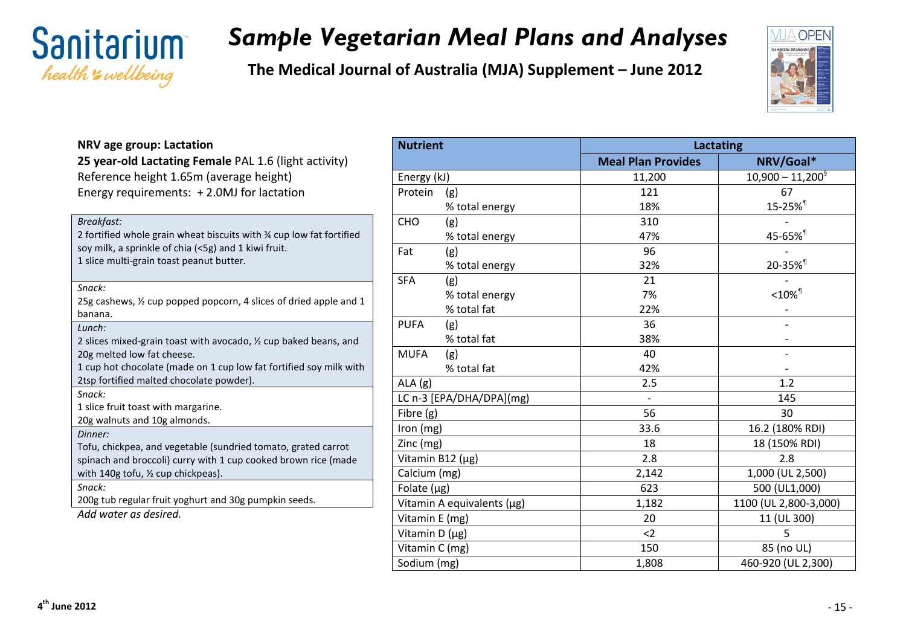# Sample Vegetarian Meal Plans and Analyses

**The Medical Journal of Australia (MJA) Supplement – June 2012**

**NRV age group: Lactation**

**25 year-old Lactating Female** PAL 1.6 (light activity)

Reference height 1.65m (average height)

Energy requirements: + 2.0MJ for lactation

*Breakfast:*

2 fortified whole grain wheat biscuits with ¾ cup low fat fortified soy milk, a sprinkle of chia (<5g) and 1 kiwi fruit.
1 slice multi-grain toast peanut butter.

*Snack:*

25g cashews, ½ cup popped popcorn, 4 slices of dried apple and 1 banana.

*Lunch:*

2 slices mixed-grain toast with avocado, ½ cup baked beans, and 20g melted low fat cheese.
1 cup hot chocolate (made on 1 cup low fat fortified soy milk with 2tsp fortified malted chocolate powder).

*Snack:*

1 slice fruit toast with margarine.
20g walnuts and 10g almonds.

*Dinner:*

Tofu, chickpea, and vegetable (sundried tomato, grated carrot spinach and broccoli) curry with 1 cup cooked brown rice (made with 140g tofu, ½ cup chickpeas).

*Snack:*

200g tub regular fruit yoghurt and 30g pumpkin seeds.

*Add water as desired.*

| **Nutrient** | | **Lactating** | |
|---|---|---|---|
| | | **Meal Plan Provides** | **NRV/Goal*** |
| Energy (kJ) | | 11,200 | 10,900 – 11,200[§] |
| Protein | (g) | 121 | 67 |
| | % total energy | 18% | 15-25%[¶] |
| CHO | (g) | 310 | - |
| | % total energy | 47% | 45-65%[¶] |
| Fat | (g) | 96 | - |
| | % total energy | 32% | 20-35%[¶] |
| SFA | (g) | 21 | - |
| | % total energy | 7% | <10%[¶] |
| | % total fat | 22% | - |
| PUFA | (g) | 36 | - |
| | % total fat | 38% | - |
| MUFA | (g) | 40 | - |
| | % total fat | 42% | - |
| ALA (g) | | 2.5 | 1.2 |
| LC n-3 [EPA/DHA/DPA](mg) | | - | 145 |
| Fibre (g) | | 56 | 30 |
| Iron (mg) | | 33.6 | 16.2 (180% RDI) |
| Zinc (mg) | | 18 | 18 (150% RDI) |
| Vitamin B12 (μg) | | 2.8 | 2.8 |
| Calcium (mg) | | 2,142 | 1,000 (UL 2,500) |
| Folate (μg) | | 623 | 500 (UL1,000) |
| Vitamin A equivalents (μg) | | 1,182 | 1100 (UL 2,800-3,000) |
| Vitamin E (mg) | | 20 | 11 (UL 300) |
| Vitamin D (μg) | | <2 | 5 |
| Vitamin C (mg) | | 150 | 85 (no UL) |
| Sodium (mg) | | 1,808 | 460-920 (UL 2,300) |